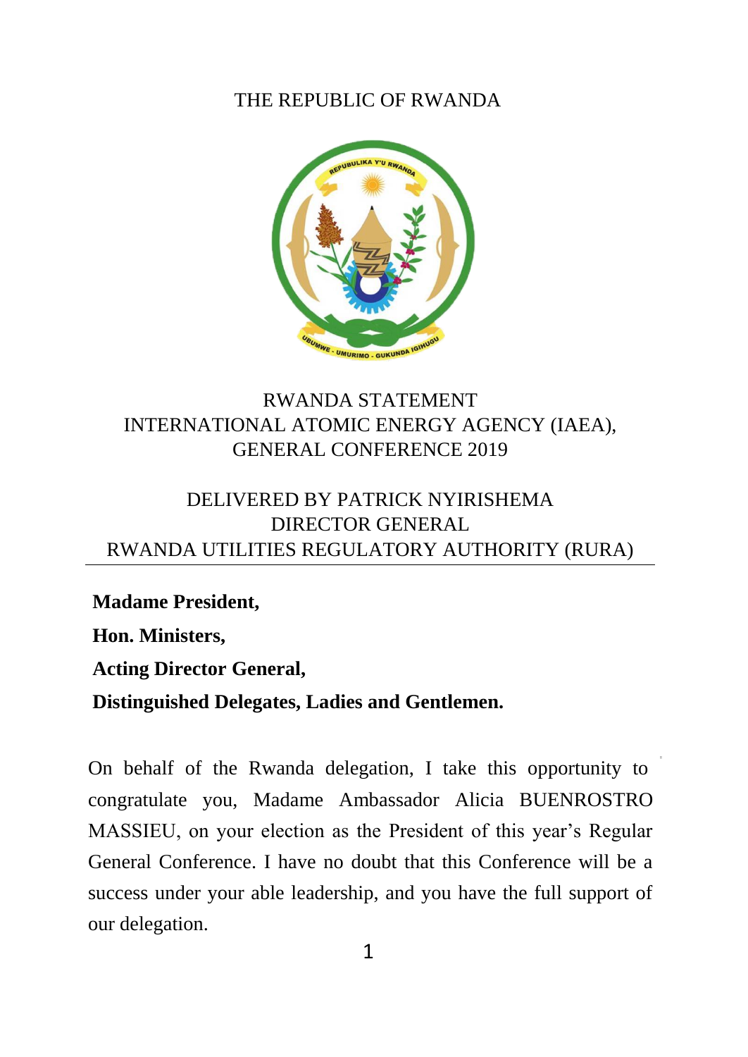THE REPUBLIC OF RWANDA

# RWANDA STATEMENT
# INTERNATIONAL ATOMIC ENERGY AGENCY (IAEA), GENERAL CONFERENCE 2019

## DELIVERED BY PATRICK NYIRISHEMA
## DIRECTOR GENERAL
## RWANDA UTILITIES REGULATORY AUTHORITY (RURA)

---

**Madame President,**

**Hon. Ministers,**

**Acting Director General,**

**Distinguished Delegates, Ladies and Gentlemen.**

On behalf of the Rwanda delegation, I take this opportunity to congratulate you, Madame Ambassador Alicia BUENROSTRO MASSIEU, on your election as the President of this year's Regular General Conference. I have no doubt that this Conference will be a success under your able leadership, and you have the full support of our delegation.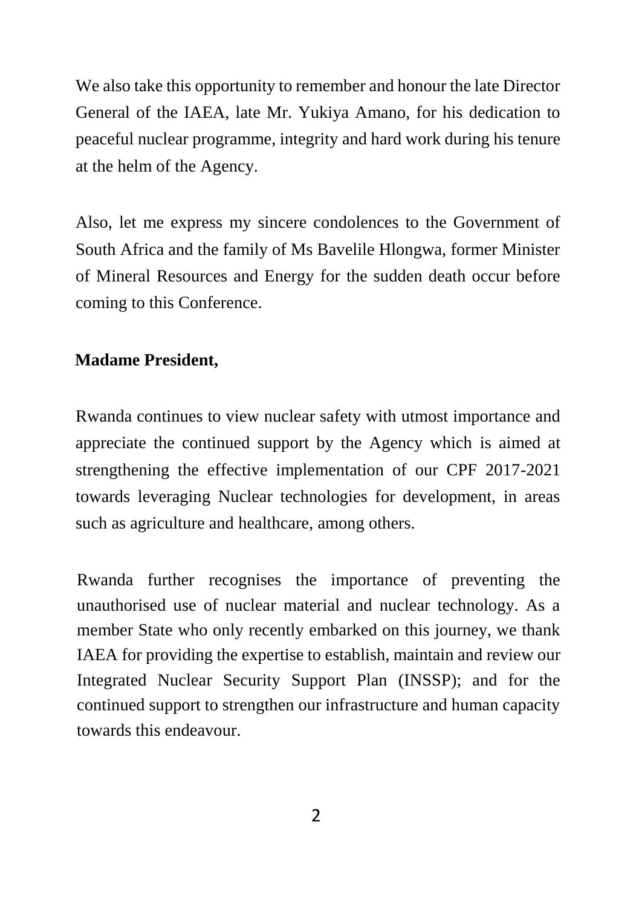We also take this opportunity to remember and honour the late Director General of the IAEA, late Mr. Yukiya Amano, for his dedication to peaceful nuclear programme, integrity and hard work during his tenure at the helm of the Agency.

Also, let me express my sincere condolences to the Government of South Africa and the family of Ms Bavelile Hlongwa, former Minister of Mineral Resources and Energy for the sudden death occur before coming to this Conference.

**Madame President,**

Rwanda continues to view nuclear safety with utmost importance and appreciate the continued support by the Agency which is aimed at strengthening the effective implementation of our CPF 2017-2021 towards leveraging Nuclear technologies for development, in areas such as agriculture and healthcare, among others.

Rwanda further recognises the importance of preventing the unauthorised use of nuclear material and nuclear technology. As a member State who only recently embarked on this journey, we thank IAEA for providing the expertise to establish, maintain and review our Integrated Nuclear Security Support Plan (INSSP); and for the continued support to strengthen our infrastructure and human capacity towards this endeavour.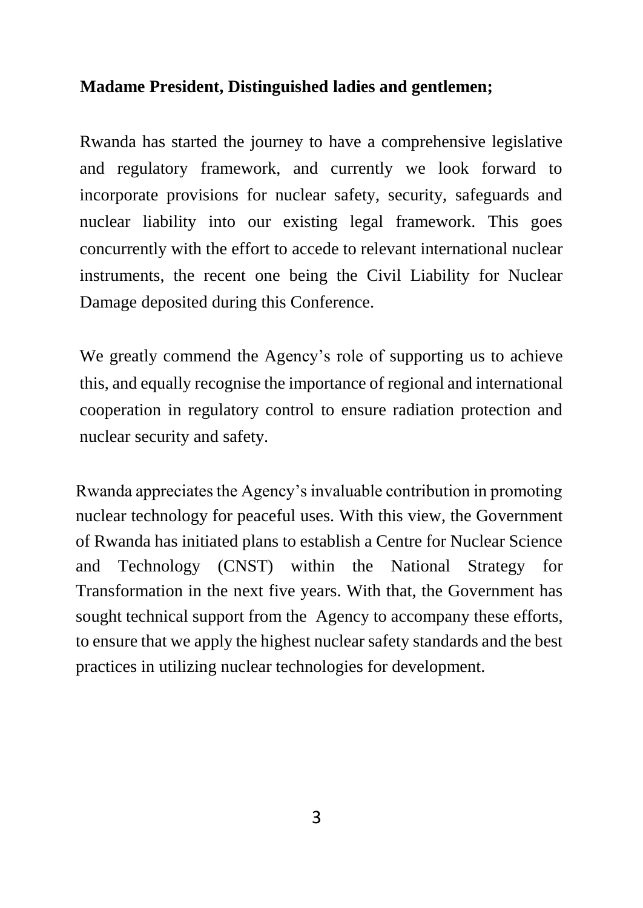**Madame President, Distinguished ladies and gentlemen;**

Rwanda has started the journey to have a comprehensive legislative and regulatory framework, and currently we look forward to incorporate provisions for nuclear safety, security, safeguards and nuclear liability into our existing legal framework. This goes concurrently with the effort to accede to relevant international nuclear instruments, the recent one being the Civil Liability for Nuclear Damage deposited during this Conference.

We greatly commend the Agency's role of supporting us to achieve this, and equally recognise the importance of regional and international cooperation in regulatory control to ensure radiation protection and nuclear security and safety.

Rwanda appreciates the Agency's invaluable contribution in promoting nuclear technology for peaceful uses. With this view, the Government of Rwanda has initiated plans to establish a Centre for Nuclear Science and Technology (CNST) within the National Strategy for Transformation in the next five years. With that, the Government has sought technical support from the Agency to accompany these efforts, to ensure that we apply the highest nuclear safety standards and the best practices in utilizing nuclear technologies for development.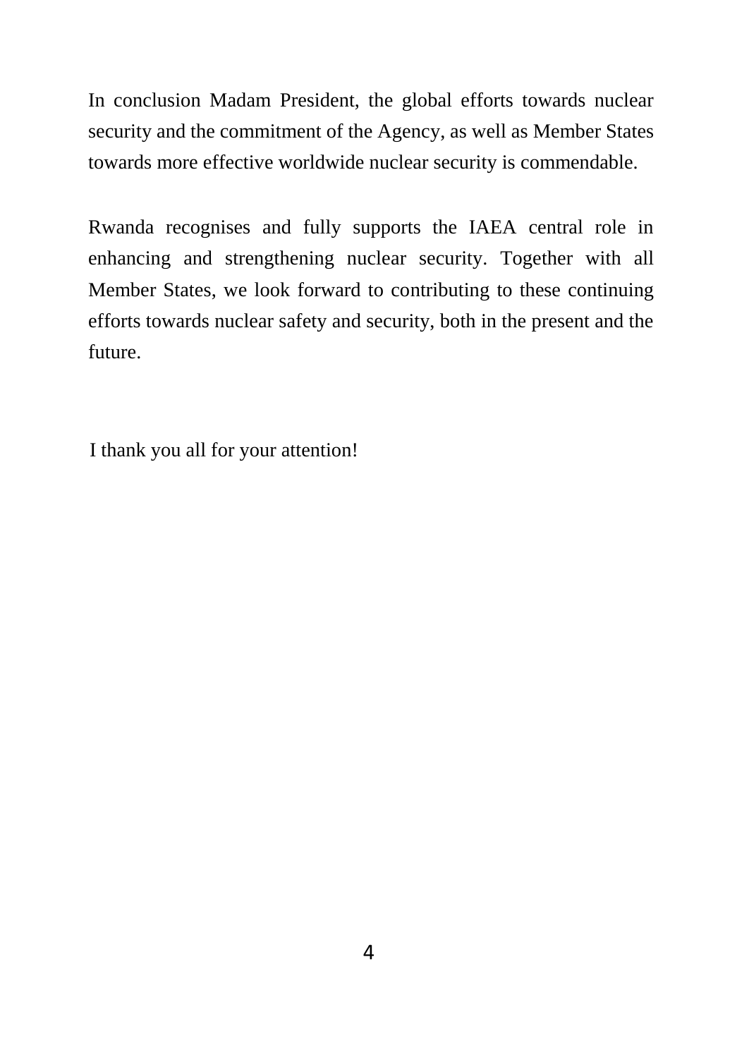In conclusion Madam President, the global efforts towards nuclear security and the commitment of the Agency, as well as Member States towards more effective worldwide nuclear security is commendable.

Rwanda recognises and fully supports the IAEA central role in enhancing and strengthening nuclear security. Together with all Member States, we look forward to contributing to these continuing efforts towards nuclear safety and security, both in the present and the future.

I thank you all for your attention!